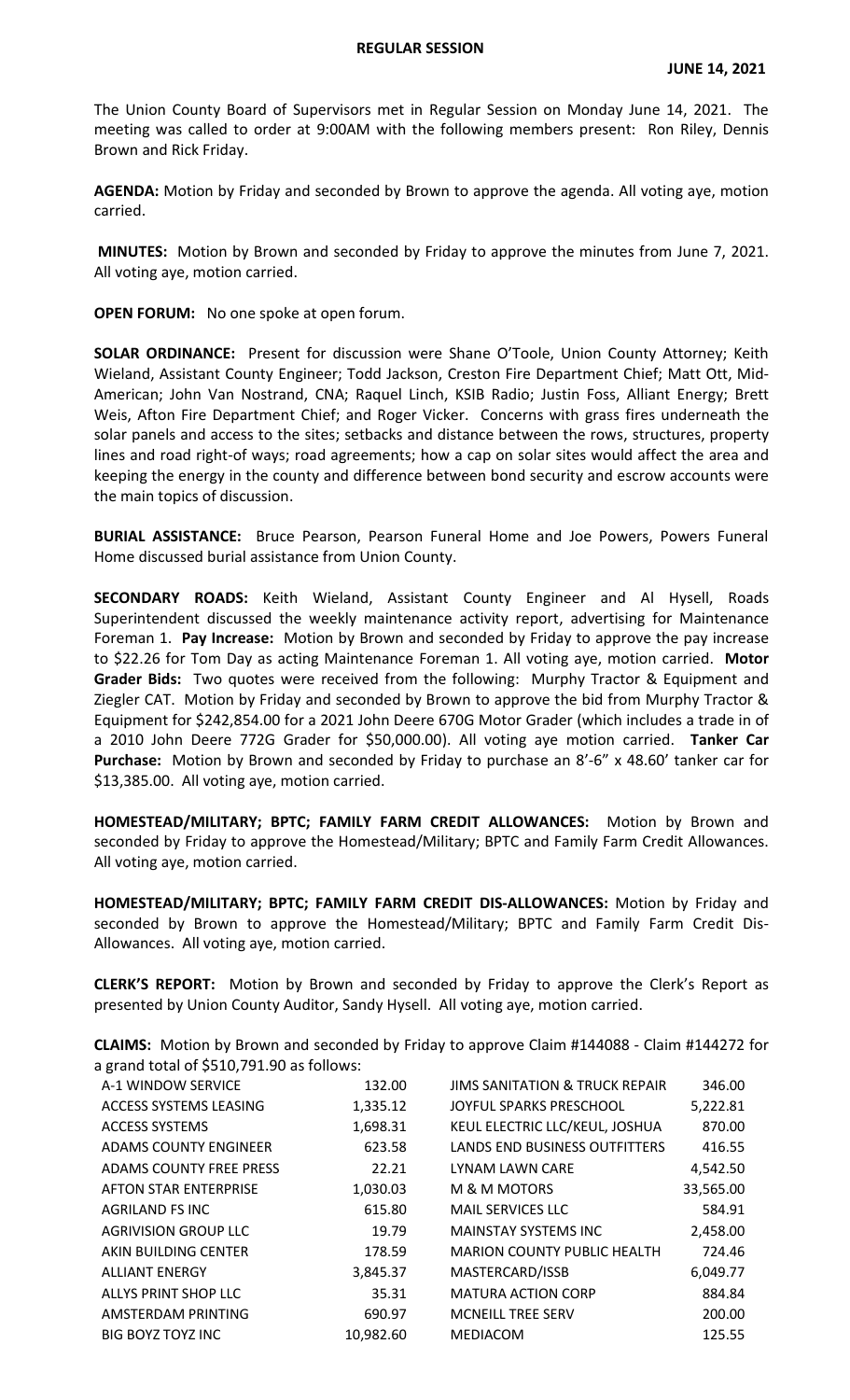# REGULAR SESSION

**JUNE 14, 2021**

The Union County Board of Supervisors met in Regular Session on Monday June 14, 2021. The meeting was called to order at 9:00AM with the following members present: Ron Riley, Dennis Brown and Rick Friday.

**AGENDA:** Motion by Friday and seconded by Brown to approve the agenda. All voting aye, motion carried.

**MINUTES:** Motion by Brown and seconded by Friday to approve the minutes from June 7, 2021. All voting aye, motion carried.

**OPEN FORUM:** No one spoke at open forum.

**SOLAR ORDINANCE:** Present for discussion were Shane O'Toole, Union County Attorney; Keith Wieland, Assistant County Engineer; Todd Jackson, Creston Fire Department Chief; Matt Ott, Mid-American; John Van Nostrand, CNA; Raquel Linch, KSIB Radio; Justin Foss, Alliant Energy; Brett Weis, Afton Fire Department Chief; and Roger Vicker. Concerns with grass fires underneath the solar panels and access to the sites; setbacks and distance between the rows, structures, property lines and road right-of ways; road agreements; how a cap on solar sites would affect the area and keeping the energy in the county and difference between bond security and escrow accounts were the main topics of discussion.

**BURIAL ASSISTANCE:** Bruce Pearson, Pearson Funeral Home and Joe Powers, Powers Funeral Home discussed burial assistance from Union County.

**SECONDARY ROADS:** Keith Wieland, Assistant County Engineer and Al Hysell, Roads Superintendent discussed the weekly maintenance activity report, advertising for Maintenance Foreman 1. **Pay Increase:** Motion by Brown and seconded by Friday to approve the pay increase to $22.26 for Tom Day as acting Maintenance Foreman 1. All voting aye, motion carried. **Motor Grader Bids:** Two quotes were received from the following: Murphy Tractor & Equipment and Ziegler CAT. Motion by Friday and seconded by Brown to approve the bid from Murphy Tractor & Equipment for $242,854.00 for a 2021 John Deere 670G Motor Grader (which includes a trade in of a 2010 John Deere 772G Grader for $50,000.00). All voting aye motion carried. **Tanker Car Purchase:** Motion by Brown and seconded by Friday to purchase an 8'-6" x 48.60' tanker car for $13,385.00. All voting aye, motion carried.

**HOMESTEAD/MILITARY; BPTC; FAMILY FARM CREDIT ALLOWANCES:** Motion by Brown and seconded by Friday to approve the Homestead/Military; BPTC and Family Farm Credit Allowances. All voting aye, motion carried.

**HOMESTEAD/MILITARY; BPTC; FAMILY FARM CREDIT DIS-ALLOWANCES:** Motion by Friday and seconded by Brown to approve the Homestead/Military; BPTC and Family Farm Credit Dis-Allowances. All voting aye, motion carried.

**CLERK'S REPORT:** Motion by Brown and seconded by Friday to approve the Clerk's Report as presented by Union County Auditor, Sandy Hysell. All voting aye, motion carried.

**CLAIMS:** Motion by Brown and seconded by Friday to approve Claim #144088 - Claim #144272 for a grand total of $510,791.90 as follows:

| Vendor | Amount |
|---|---|
| A-1 WINDOW SERVICE | 132.00 |
| ACCESS SYSTEMS LEASING | 1,335.12 |
| ACCESS SYSTEMS | 1,698.31 |
| ADAMS COUNTY ENGINEER | 623.58 |
| ADAMS COUNTY FREE PRESS | 22.21 |
| AFTON STAR ENTERPRISE | 1,030.03 |
| AGRILAND FS INC | 615.80 |
| AGRIVISION GROUP LLC | 19.79 |
| AKIN BUILDING CENTER | 178.59 |
| ALLIANT ENERGY | 3,845.37 |
| ALLYS PRINT SHOP LLC | 35.31 |
| AMSTERDAM PRINTING | 690.97 |
| BIG BOYZ TOYZ INC | 10,982.60 |
| JIMS SANITATION & TRUCK REPAIR | 346.00 |
| JOYFUL SPARKS PRESCHOOL | 5,222.81 |
| KEUL ELECTRIC LLC/KEUL, JOSHUA | 870.00 |
| LANDS END BUSINESS OUTFITTERS | 416.55 |
| LYNAM LAWN CARE | 4,542.50 |
| M & M MOTORS | 33,565.00 |
| MAIL SERVICES LLC | 584.91 |
| MAINSTAY SYSTEMS INC | 2,458.00 |
| MARION COUNTY PUBLIC HEALTH | 724.46 |
| MASTERCARD/ISSB | 6,049.77 |
| MATURA ACTION CORP | 884.84 |
| MCNEILL TREE SERV | 200.00 |
| MEDIACOM | 125.55 |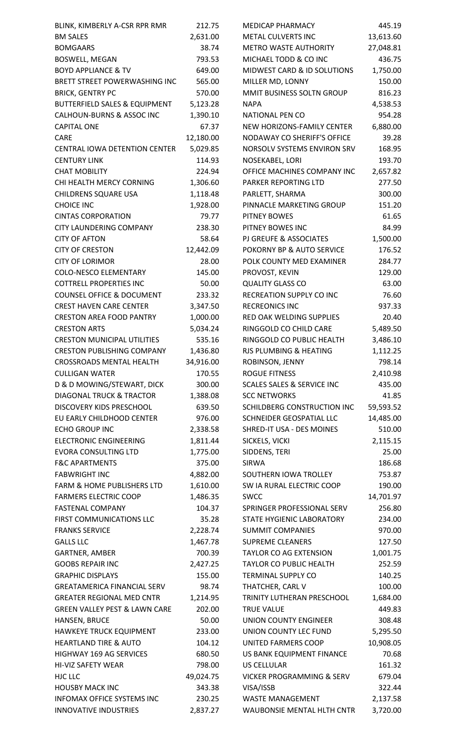| | |
|---|---|
| BLINK, KIMBERLY A-CSR RPR RMR | 212.75 |
| BM SALES | 2,631.00 |
| BOMGAARS | 38.74 |
| BOSWELL, MEGAN | 793.53 |
| BOYD APPLIANCE & TV | 649.00 |
| BRETT STREET POWERWASHING INC | 565.00 |
| BRICK, GENTRY PC | 570.00 |
| BUTTERFIELD SALES & EQUIPMENT | 5,123.28 |
| CALHOUN-BURNS & ASSOC INC | 1,390.10 |
| CAPITAL ONE | 67.37 |
| CARE | 12,180.00 |
| CENTRAL IOWA DETENTION CENTER | 5,029.85 |
| CENTURY LINK | 114.93 |
| CHAT MOBILITY | 224.94 |
| CHI HEALTH MERCY CORNING | 1,306.60 |
| CHILDRENS SQUARE USA | 1,118.48 |
| CHOICE INC | 1,928.00 |
| CINTAS CORPORATION | 79.77 |
| CITY LAUNDERING COMPANY | 238.30 |
| CITY OF AFTON | 58.64 |
| CITY OF CRESTON | 12,442.09 |
| CITY OF LORIMOR | 28.00 |
| COLO-NESCO ELEMENTARY | 145.00 |
| COTTRELL PROPERTIES INC | 50.00 |
| COUNSEL OFFICE & DOCUMENT | 233.32 |
| CREST HAVEN CARE CENTER | 3,347.50 |
| CRESTON AREA FOOD PANTRY | 1,000.00 |
| CRESTON ARTS | 5,034.24 |
| CRESTON MUNICIPAL UTILITIES | 535.16 |
| CRESTON PUBLISHING COMPANY | 1,436.80 |
| CROSSROADS MENTAL HEALTH | 34,916.00 |
| CULLIGAN WATER | 170.55 |
| D & D MOWING/STEWART, DICK | 300.00 |
| DIAGONAL TRUCK & TRACTOR | 1,388.08 |
| DISCOVERY KIDS PRESCHOOL | 639.50 |
| EU EARLY CHILDHOOD CENTER | 976.00 |
| ECHO GROUP INC | 2,338.58 |
| ELECTRONIC ENGINEERING | 1,811.44 |
| EVORA CONSULTING LTD | 1,775.00 |
| F&C APARTMENTS | 375.00 |
| FABWRIGHT INC | 4,882.00 |
| FARM & HOME PUBLISHERS LTD | 1,610.00 |
| FARMERS ELECTRIC COOP | 1,486.35 |
| FASTENAL COMPANY | 104.37 |
| FIRST COMMUNICATIONS LLC | 35.28 |
| FRANKS SERVICE | 2,228.74 |
| GALLS LLC | 1,467.78 |
| GARTNER, AMBER | 700.39 |
| GOOBS REPAIR INC | 2,427.25 |
| GRAPHIC DISPLAYS | 155.00 |
| GREATAMERICA FINANCIAL SERV | 98.74 |
| GREATER REGIONAL MED CNTR | 1,214.95 |
| GREEN VALLEY PEST & LAWN CARE | 202.00 |
| HANSEN, BRUCE | 50.00 |
| HAWKEYE TRUCK EQUIPMENT | 233.00 |
| HEARTLAND TIRE & AUTO | 104.12 |
| HIGHWAY 169 AG SERVICES | 680.50 |
| HI-VIZ SAFETY WEAR | 798.00 |
| HJC LLC | 49,024.75 |
| HOUSBY MACK INC | 343.38 |
| INFOMAX OFFICE SYSTEMS INC | 230.25 |
| INNOVATIVE INDUSTRIES | 2,837.27 |
| MEDICAP PHARMACY | 445.19 |
| METAL CULVERTS INC | 13,613.60 |
| METRO WASTE AUTHORITY | 27,048.81 |
| MICHAEL TODD & CO INC | 436.75 |
| MIDWEST CARD & ID SOLUTIONS | 1,750.00 |
| MILLER MD, LONNY | 150.00 |
| MMIT BUSINESS SOLTN GROUP | 816.23 |
| NAPA | 4,538.53 |
| NATIONAL PEN CO | 954.28 |
| NEW HORIZONS-FAMILY CENTER | 6,880.00 |
| NODAWAY CO SHERIFF'S OFFICE | 39.28 |
| NORSOLV SYSTEMS ENVIRON SRV | 168.95 |
| NOSEKABEL, LORI | 193.70 |
| OFFICE MACHINES COMPANY INC | 2,657.82 |
| PARKER REPORTING LTD | 277.50 |
| PARLETT, SHARMA | 300.00 |
| PINNACLE MARKETING GROUP | 151.20 |
| PITNEY BOWES | 61.65 |
| PITNEY BOWES INC | 84.99 |
| PJ GREUFE & ASSOCIATES | 1,500.00 |
| POKORNY BP & AUTO SERVICE | 176.52 |
| POLK COUNTY MED EXAMINER | 284.77 |
| PROVOST, KEVIN | 129.00 |
| QUALITY GLASS CO | 63.00 |
| RECREATION SUPPLY CO INC | 76.60 |
| RECREONICS INC | 937.33 |
| RED OAK WELDING SUPPLIES | 20.40 |
| RINGGOLD CO CHILD CARE | 5,489.50 |
| RINGGOLD CO PUBLIC HEALTH | 3,486.10 |
| RJS PLUMBING & HEATING | 1,112.25 |
| ROBINSON, JENNY | 798.14 |
| ROGUE FITNESS | 2,410.98 |
| SCALES SALES & SERVICE INC | 435.00 |
| SCC NETWORKS | 41.85 |
| SCHILDBERG CONSTRUCTION INC | 59,593.52 |
| SCHNEIDER GEOSPATIAL LLC | 14,485.00 |
| SHRED-IT USA - DES MOINES | 510.00 |
| SICKELS, VICKI | 2,115.15 |
| SIDDENS, TERI | 25.00 |
| SIRWA | 186.68 |
| SOUTHERN IOWA TROLLEY | 753.87 |
| SW IA RURAL ELECTRIC COOP | 190.00 |
| SWCC | 14,701.97 |
| SPRINGER PROFESSIONAL SERV | 256.80 |
| STATE HYGIENIC LABORATORY | 234.00 |
| SUMMIT COMPANIES | 970.00 |
| SUPREME CLEANERS | 127.50 |
| TAYLOR CO AG EXTENSION | 1,001.75 |
| TAYLOR CO PUBLIC HEALTH | 252.59 |
| TERMINAL SUPPLY CO | 140.25 |
| THATCHER, CARL V | 100.00 |
| TRINITY LUTHERAN PRESCHOOL | 1,684.00 |
| TRUE VALUE | 449.83 |
| UNION COUNTY ENGINEER | 308.48 |
| UNION COUNTY LEC FUND | 5,295.50 |
| UNITED FARMERS COOP | 10,908.05 |
| US BANK EQUIPMENT FINANCE | 70.68 |
| US CELLULAR | 161.32 |
| VICKER PROGRAMMING & SERV | 679.04 |
| VISA/ISSB | 322.44 |
| WASTE MANAGEMENT | 2,137.58 |
| WAUBONSIE MENTAL HLTH CNTR | 3,720.00 |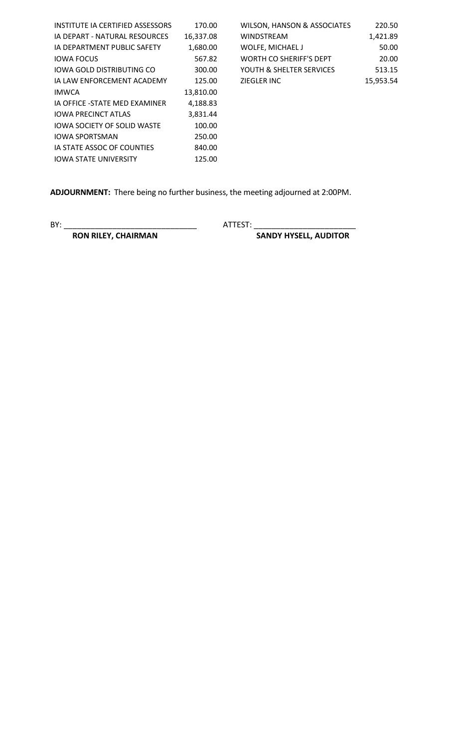| | |
|---|---|
| INSTITUTE IA CERTIFIED ASSESSORS | 170.00 |
| IA DEPART - NATURAL RESOURCES | 16,337.08 |
| IA DEPARTMENT PUBLIC SAFETY | 1,680.00 |
| IOWA FOCUS | 567.82 |
| IOWA GOLD DISTRIBUTING CO | 300.00 |
| IA LAW ENFORCEMENT ACADEMY | 125.00 |
| IMWCA | 13,810.00 |
| IA OFFICE -STATE MED EXAMINER | 4,188.83 |
| IOWA PRECINCT ATLAS | 3,831.44 |
| IOWA SOCIETY OF SOLID WASTE | 100.00 |
| IOWA SPORTSMAN | 250.00 |
| IA STATE ASSOC OF COUNTIES | 840.00 |
| IOWA STATE UNIVERSITY | 125.00 |
| WILSON, HANSON & ASSOCIATES | 220.50 |
| WINDSTREAM | 1,421.89 |
| WOLFE, MICHAEL J | 50.00 |
| WORTH CO SHERIFF'S DEPT | 20.00 |
| YOUTH & SHELTER SERVICES | 513.15 |
| ZIEGLER INC | 15,953.54 |

**ADJOURNMENT:** There being no further business, the meeting adjourned at 2:00PM.

BY: ______________________________ ATTEST: ______________________

**RON RILEY, CHAIRMAN** **SANDY HYSELL, AUDITOR**